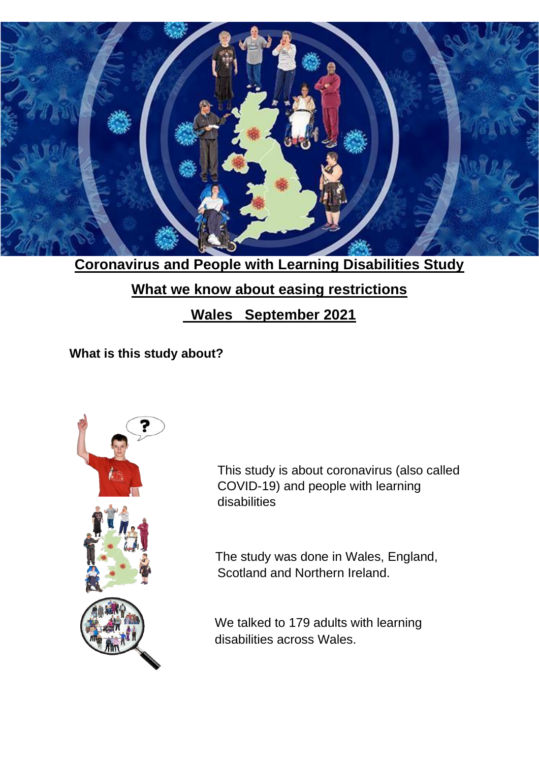# Coronavirus and People with Learning Disabilities Study

## What we know about easing restrictions

## Wales September 2021

**What is this study about?**

This study is about coronavirus (also called COVID-19) and people with learning disabilities

The study was done in Wales, England, Scotland and Northern Ireland.

We talked to 179 adults with learning disabilities across Wales.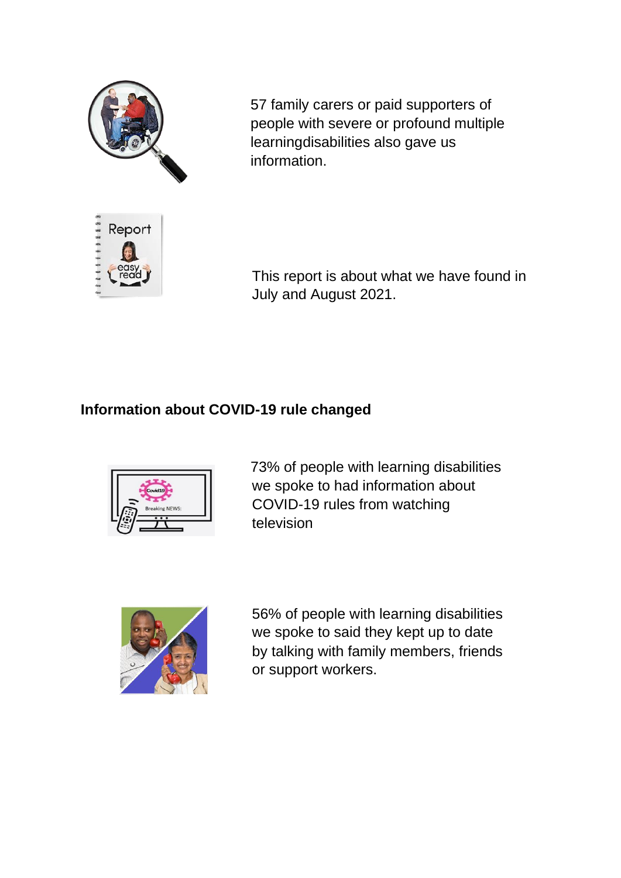57 family carers or paid supporters of people with severe or profound multiple learningdisabilities also gave us information.

This report is about what we have found in July and August 2021.

**Information about COVID-19 rule changed**

73% of people with learning disabilities we spoke to had information about COVID-19 rules from watching television

56% of people with learning disabilities we spoke to said they kept up to date by talking with family members, friends or support workers.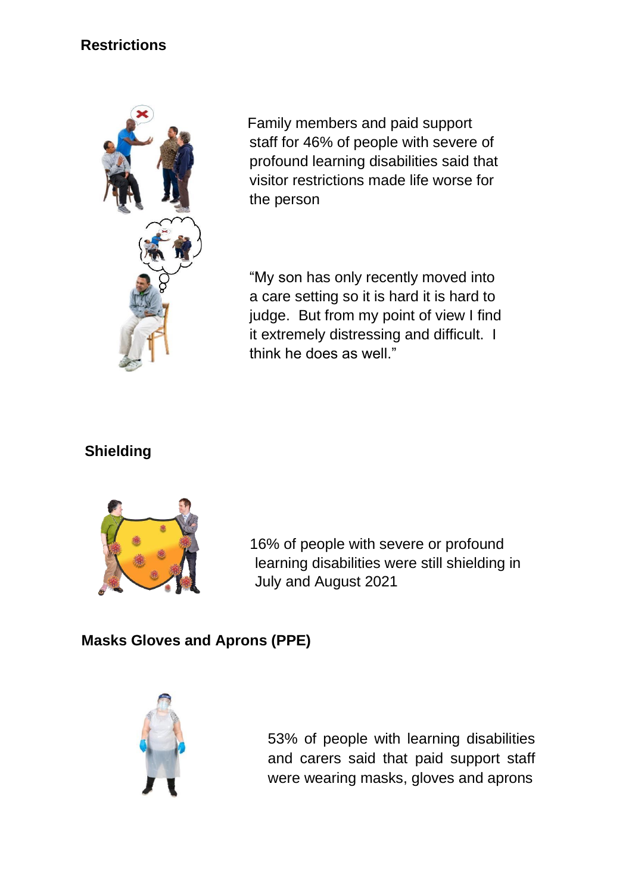## Restrictions

Family members and paid support staff for 46% of people with severe of profound learning disabilities said that visitor restrictions made life worse for the person

"My son has only recently moved into a care setting so it is hard it is hard to judge. But from my point of view I find it extremely distressing and difficult. I think he does as well."

## Shielding

16% of people with severe or profound learning disabilities were still shielding in July and August 2021

## Masks Gloves and Aprons (PPE)

53% of people with learning disabilities and carers said that paid support staff were wearing masks, gloves and aprons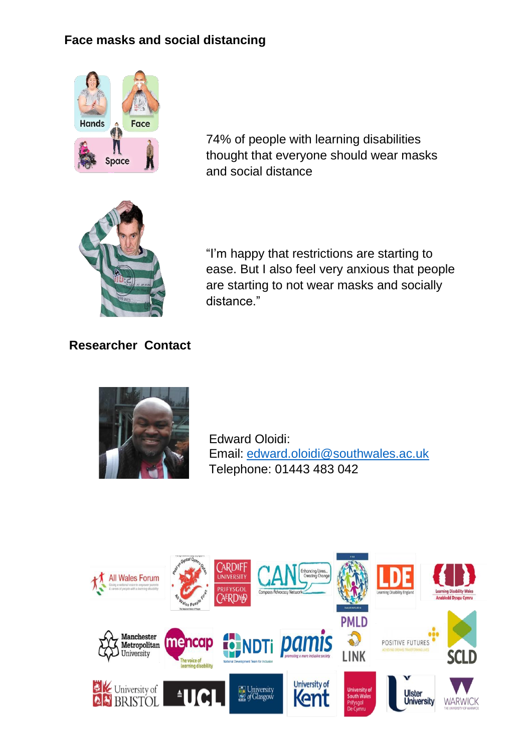## Face masks and social distancing

74% of people with learning disabilities thought that everyone should wear masks and social distance

“I’m happy that restrictions are starting to ease. But I also feel very anxious that people are starting to not wear masks and socially distance.”

## Researcher  Contact

Edward Oloidi:
Email: edward.oloidi@southwales.ac.uk
Telephone: 01443 483 042